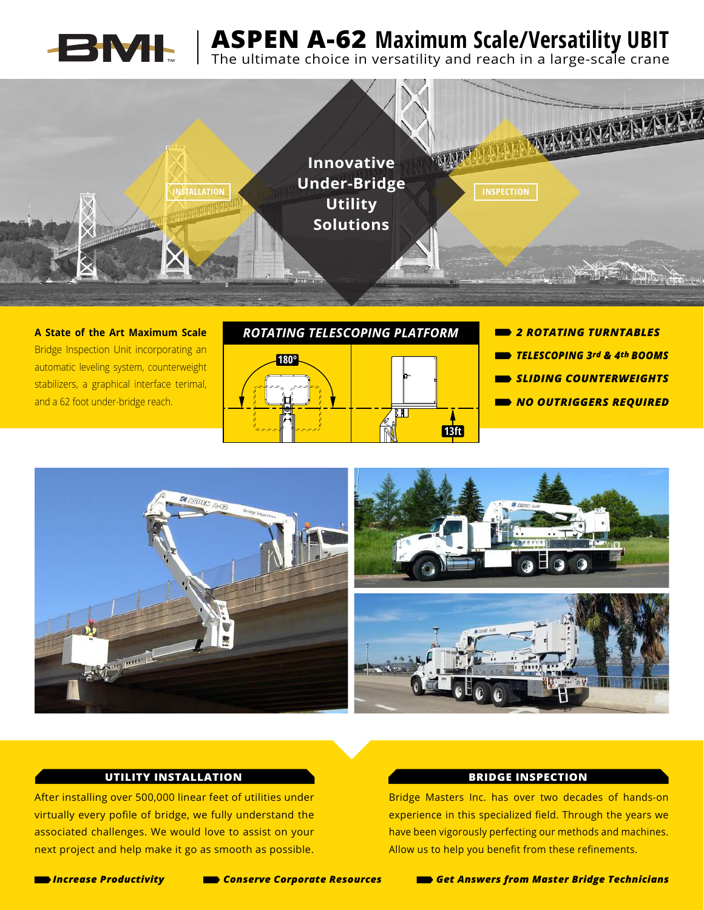# ASPEN A-62 Maximum Scale/Versatility UBIT

The ultimate choice in versatility and reach in a large-scale crane

INSTALLATION

Innovative Under-Bridge Utility Solutions

INSPECTION

**A State of the Art Maximum Scale** Bridge Inspection Unit incorporating an automatic leveling system, counterweight stabilizers, a graphical interface terinal, and a 62 foot under-bridge reach.

***ROTATING TELESCOPING PLATFORM***

180°

13ft

- ***2 ROTATING TURNTABLES***
- ***TELESCOPING 3rd & 4th BOOMS***
- ***SLIDING COUNTERWEIGHTS***
- ***NO OUTRIGGERS REQUIRED***

## UTILITY INSTALLATION

After installing over 500,000 linear feet of utilities under virtually every pofile of bridge, we fully understand the associated challenges. We would love to assist on your next project and help make it go as smooth as possible.

## BRIDGE INSPECTION

Bridge Masters Inc. has over two decades of hands-on experience in this specialized field. Through the years we have been vigorously perfecting our methods and machines. Allow us to help you benefit from these refinements.

- ***Increase Productivity***
- ***Conserve Corporate Resources***
- ***Get Answers from Master Bridge Technicians***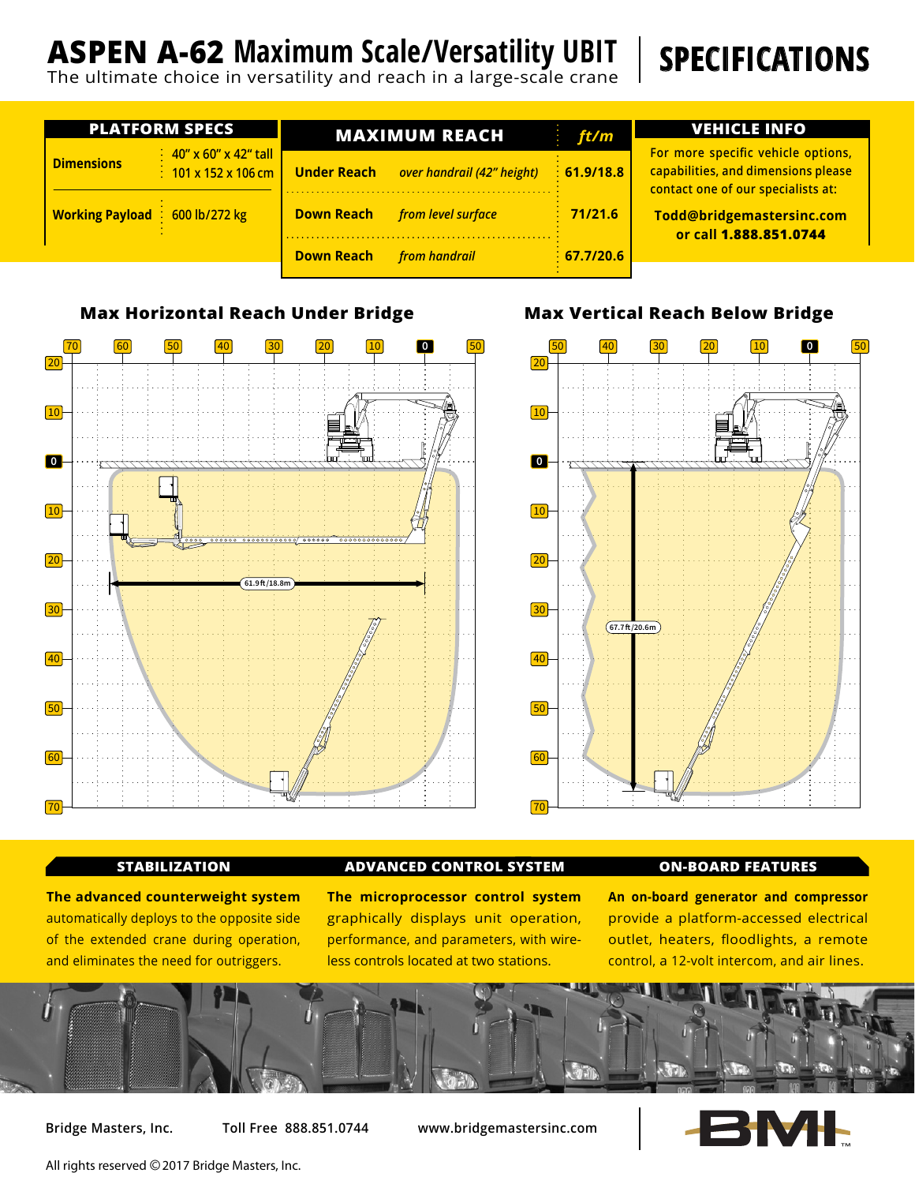# ASPEN A-62 Maximum Scale/Versatility UBIT

The ultimate choice in versatility and reach in a large-scale crane

# SPECIFICATIONS

## PLATFORM SPECS

| | |
|---|---|
| **Dimensions** | 40" x 60" x 42" tall<br>101 x 152 x 106 cm |
| **Working Payload** | 600 lb/272 kg |

## MAXIMUM REACH

| | | ft/m |
|---|---|---|
| **Under Reach** | *over handrail (42" height)* | 61.9/18.8 |
| **Down Reach** | *from level surface* | 71/21.6 |
| **Down Reach** | *from handrail* | 67.7/20.6 |

## VEHICLE INFO

For more specific vehicle options, capabilities, and dimensions please contact one of our specialists at:

**Todd@bridgemastersinc.com**
or call **1.888.851.0744**

### Max Horizontal Reach Under Bridge

70 60 50 40 30 20 10 0 50

20 10 0 10 20 30 40 50 60 70

61.9 ft/18.8m

### Max Vertical Reach Below Bridge

50 40 30 20 10 0 50

20 10 0 10 20 30 40 50 60 70

67.7 ft/20.6m

## STABILIZATION

**The advanced counterweight system** automatically deploys to the opposite side of the extended crane during operation, and eliminates the need for outriggers.

## ADVANCED CONTROL SYSTEM

**The microprocessor control system** graphically displays unit operation, performance, and parameters, with wireless controls located at two stations.

## ON-BOARD FEATURES

**An on-board generator and compressor** provide a platform-accessed electrical outlet, heaters, floodlights, a remote control, a 12-volt intercom, and air lines.

Bridge Masters, Inc. Toll Free 888.851.0744 www.bridgemastersinc.com

BMI™

All rights reserved © 2017 Bridge Masters, Inc.